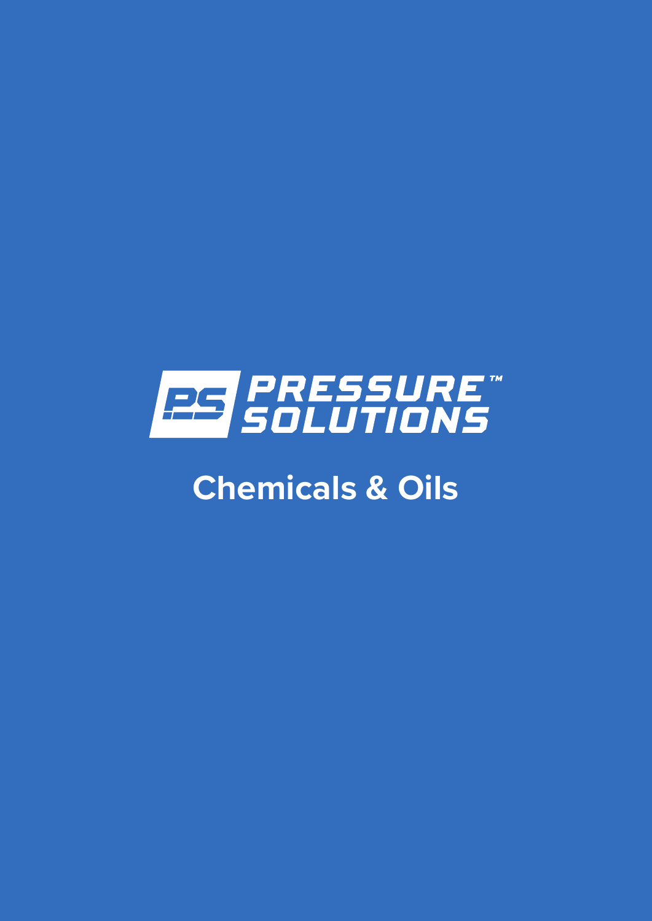PRESSURE™ SOLUTIONS

# Chemicals & Oils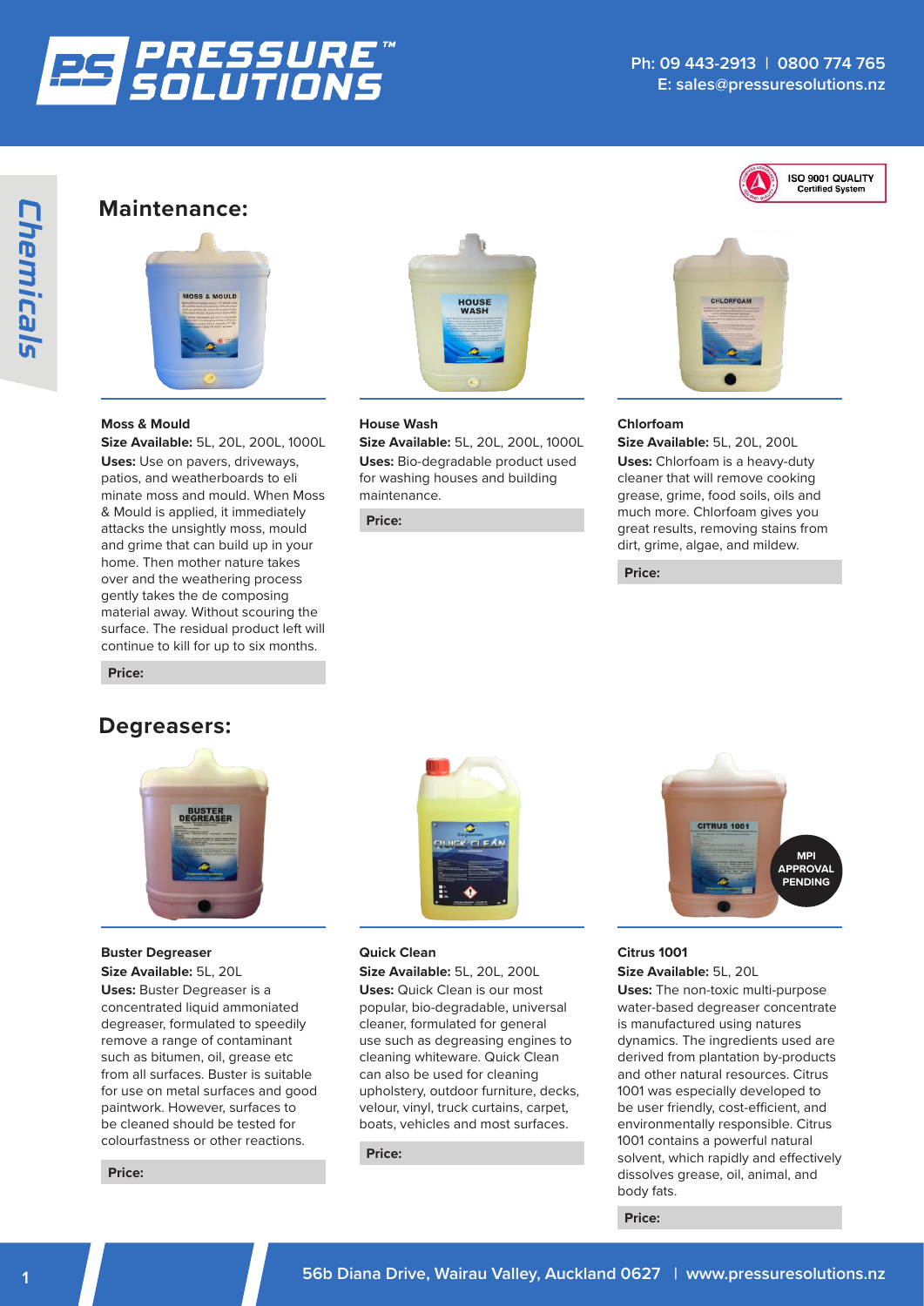# Chemicals

## Maintenance:

### Moss & Mould

**Size Available:** 5L, 20L, 200L, 1000L

**Uses:** Use on pavers, driveways, patios, and weatherboards to eli minate moss and mould. When Moss & Mould is applied, it immediately attacks the unsightly moss, mould and grime that can build up in your home. Then mother nature takes over and the weathering process gently takes the de composing material away. Without scouring the surface. The residual product left will continue to kill for up to six months.

**Price:**

### House Wash

**Size Available:** 5L, 20L, 200L, 1000L

**Uses:** Bio-degradable product used for washing houses and building maintenance.

**Price:**

### Chlorfoam

**Size Available:** 5L, 20L, 200L

**Uses:** Chlorfoam is a heavy-duty cleaner that will remove cooking grease, grime, food soils, oils and much more. Chlorfoam gives you great results, removing stains from dirt, grime, algae, and mildew.

**Price:**

## Degreasers:

### Buster Degreaser

**Size Available:** 5L, 20L

**Uses:** Buster Degreaser is a concentrated liquid ammoniated degreaser, formulated to speedily remove a range of contaminant such as bitumen, oil, grease etc from all surfaces. Buster is suitable for use on metal surfaces and good paintwork. However, surfaces to be cleaned should be tested for colourfastness or other reactions.

**Price:**

### Quick Clean

**Size Available:** 5L, 20L, 200L

**Uses:** Quick Clean is our most popular, bio-degradable, universal cleaner, formulated for general use such as degreasing engines to cleaning whiteware. Quick Clean can also be used for cleaning upholstery, outdoor furniture, decks, velour, vinyl, truck curtains, carpet, boats, vehicles and most surfaces.

**Price:**

### Citrus 1001

MPI APPROVAL PENDING

**Size Available:** 5L, 20L

**Uses:** The non-toxic multi-purpose water-based degreaser concentrate is manufactured using natures dynamics. The ingredients used are derived from plantation by-products and other natural resources. Citrus 1001 was especially developed to be user friendly, cost-efficient, and environmentally responsible. Citrus 1001 contains a powerful natural solvent, which rapidly and effectively dissolves grease, oil, animal, and body fats.

**Price:**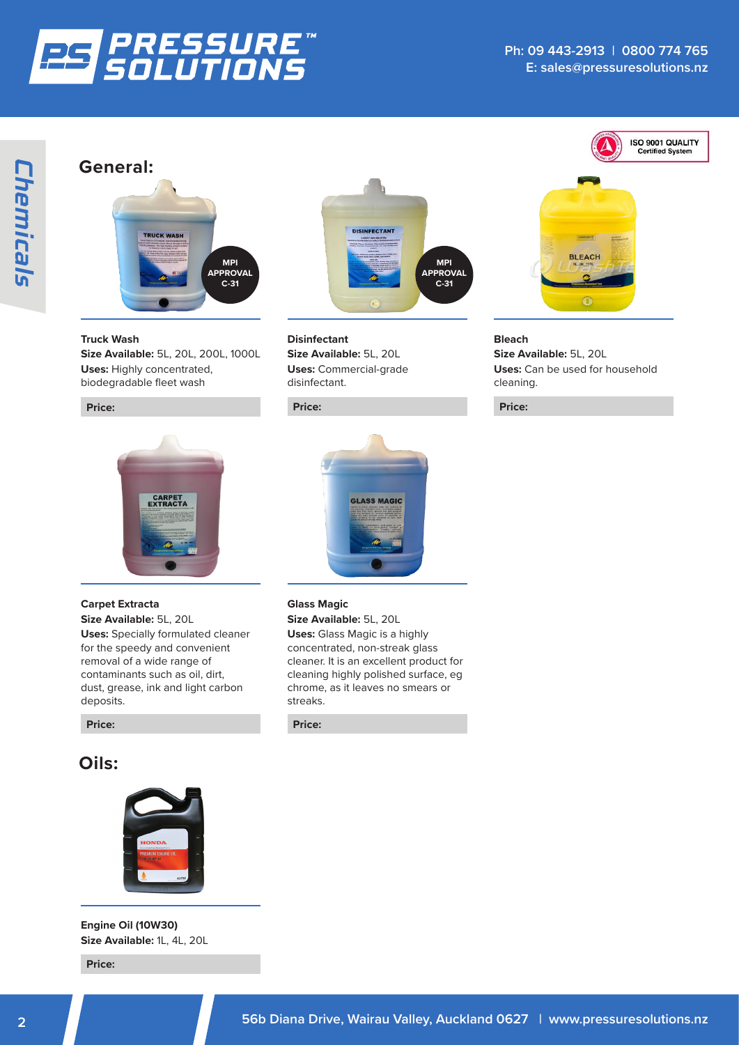# Chemicals

## General:

MPI APPROVAL C-31

**Truck Wash**
**Size Available:** 5L, 20L, 200L, 1000L
**Uses:** Highly concentrated, biodegradable fleet wash

**Price:**

MPI APPROVAL C-31

**Disinfectant**
**Size Available:** 5L, 20L
**Uses:** Commercial-grade disinfectant.

**Price:**

**Bleach**
**Size Available:** 5L, 20L
**Uses:** Can be used for household cleaning.

**Price:**

**Carpet Extracta**
**Size Available:** 5L, 20L
**Uses:** Specially formulated cleaner for the speedy and convenient removal of a wide range of contaminants such as oil, dirt, dust, grease, ink and light carbon deposits.

**Price:**

**Glass Magic**
**Size Available:** 5L, 20L
**Uses:** Glass Magic is a highly concentrated, non-streak glass cleaner. It is an excellent product for cleaning highly polished surface, eg chrome, as it leaves no smears or streaks.

**Price:**

## Oils:

**Engine Oil (10W30)**
**Size Available:** 1L, 4L, 20L

**Price:**